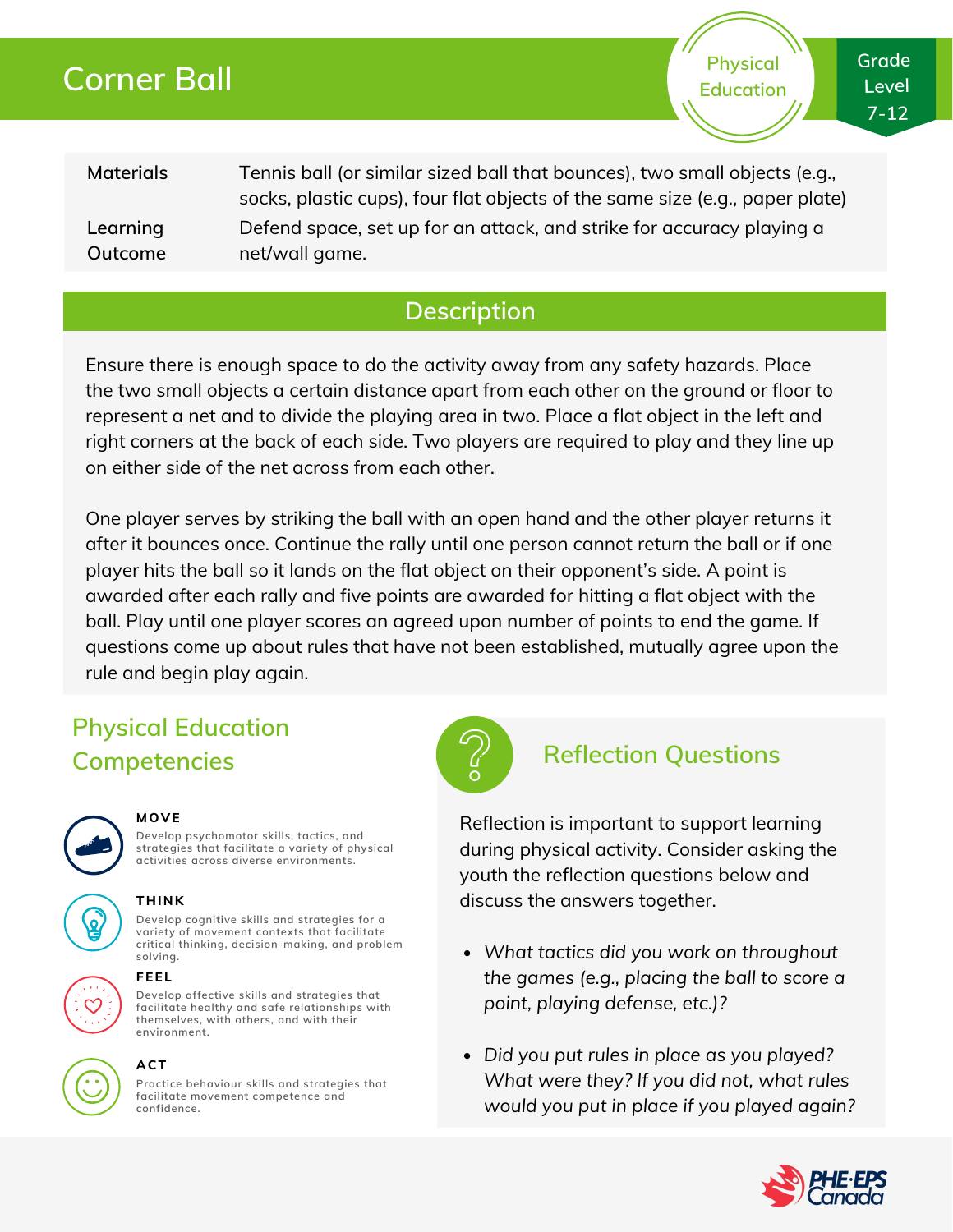# Corner Ball

Physical Education

Grade Level 7-12

| | |
|---|---|
| Materials | Tennis ball (or similar sized ball that bounces), two small objects (e.g., socks, plastic cups), four flat objects of the same size (e.g., paper plate) |
| Learning Outcome | Defend space, set up for an attack, and strike for accuracy playing a net/wall game. |

## Description

Ensure there is enough space to do the activity away from any safety hazards. Place the two small objects a certain distance apart from each other on the ground or floor to represent a net and to divide the playing area in two. Place a flat object in the left and right corners at the back of each side. Two players are required to play and they line up on either side of the net across from each other.

One player serves by striking the ball with an open hand and the other player returns it after it bounces once. Continue the rally until one person cannot return the ball or if one player hits the ball so it lands on the flat object on their opponent's side. A point is awarded after each rally and five points are awarded for hitting a flat object with the ball. Play until one player scores an agreed upon number of points to end the game. If questions come up about rules that have not been established, mutually agree upon the rule and begin play again.

## Physical Education Competencies

**MOVE**

Develop psychomotor skills, tactics, and strategies that facilitate a variety of physical activities across diverse environments.

**THINK**

Develop cognitive skills and strategies for a variety of movement contexts that facilitate critical thinking, decision-making, and problem solving.

**FEEL**

Develop affective skills and strategies that facilitate healthy and safe relationships with themselves, with others, and with their environment.

**ACT**

Practice behaviour skills and strategies that facilitate movement competence and confidence.

## Reflection Questions

Reflection is important to support learning during physical activity. Consider asking the youth the reflection questions below and discuss the answers together.

- *What tactics did you work on throughout the games (e.g., placing the ball to score a point, playing defense, etc.)?*
- *Did you put rules in place as you played? What were they? If you did not, what rules would you put in place if you played again?*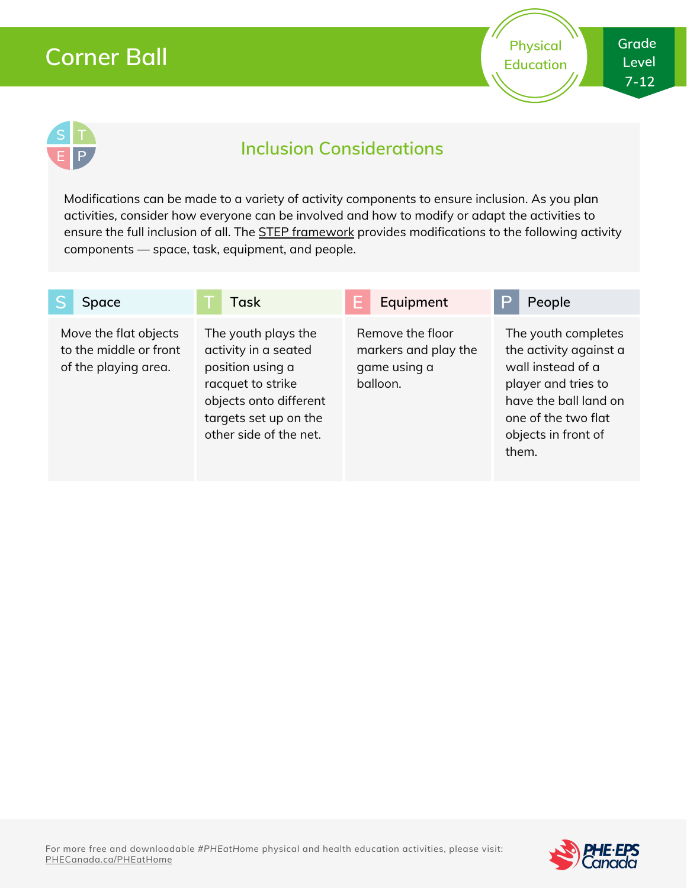# Corner Ball

Physical Education

Grade Level 7-12

## Inclusion Considerations

Modifications can be made to a variety of activity components to ensure inclusion. As you plan activities, consider how everyone can be involved and how to modify or adapt the activities to ensure the full inclusion of all. The STEP framework provides modifications to the following activity components — space, task, equipment, and people.

| S Space | T Task | E Equipment | P People |
| --- | --- | --- | --- |
| Move the flat objects to the middle or front of the playing area. | The youth plays the activity in a seated position using a racquet to strike objects onto different targets set up on the other side of the net. | Remove the floor markers and play the game using a balloon. | The youth completes the activity against a wall instead of a player and tries to have the ball land on one of the two flat objects in front of them. |

For more free and downloadable #PHEatHome physical and health education activities, please visit: PHECanada.ca/PHEatHome